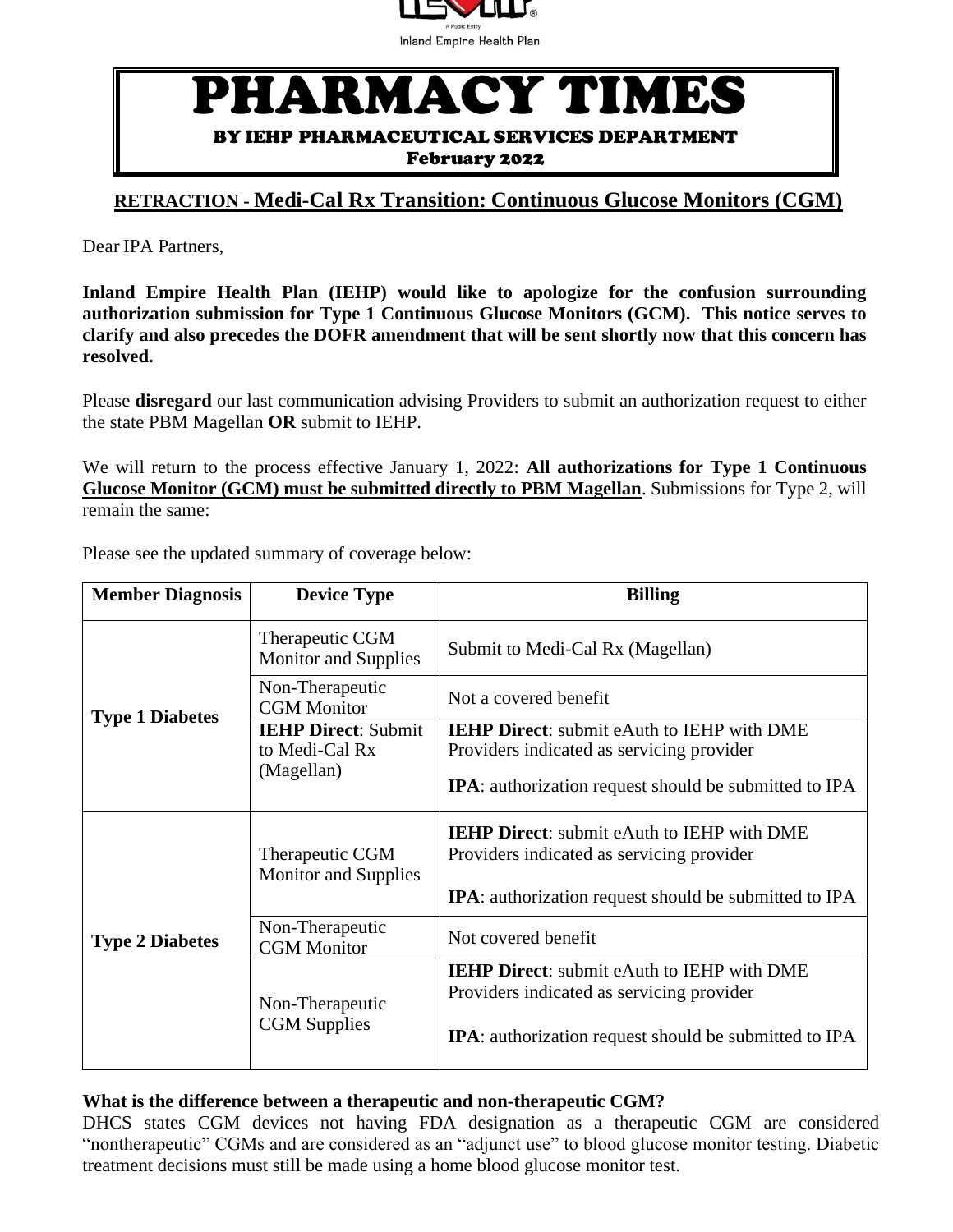Inland Empire Health Plan

# PHARMACY TIMES

### BY IEHP PHARMACEUTICAL SERVICES DEPARTMENT

**February 2022**

## RETRACTION - Medi-Cal Rx Transition: Continuous Glucose Monitors (CGM)

Dear IPA Partners,

**Inland Empire Health Plan (IEHP) would like to apologize for the confusion surrounding authorization submission for Type 1 Continuous Glucose Monitors (GCM). This notice serves to clarify and also precedes the DOFR amendment that will be sent shortly now that this concern has resolved.**

Please **disregard** our last communication advising Providers to submit an authorization request to either the state PBM Magellan **OR** submit to IEHP.

We will return to the process effective January 1, 2022: **All authorizations for Type 1 Continuous Glucose Monitor (GCM) must be submitted directly to PBM Magellan**. Submissions for Type 2, will remain the same:

Please see the updated summary of coverage below:

| Member Diagnosis | Device Type | Billing |
|---|---|---|
| **Type 1 Diabetes** | Therapeutic CGM Monitor and Supplies | Submit to Medi-Cal Rx (Magellan) |
| | Non-Therapeutic CGM Monitor | Not a covered benefit |
| | **IEHP Direct**: Submit to Medi-Cal Rx (Magellan) | **IEHP Direct**: submit eAuth to IEHP with DME Providers indicated as servicing provider<br><br>**IPA**: authorization request should be submitted to IPA |
| **Type 2 Diabetes** | Therapeutic CGM Monitor and Supplies | **IEHP Direct**: submit eAuth to IEHP with DME Providers indicated as servicing provider<br><br>**IPA**: authorization request should be submitted to IPA |
| | Non-Therapeutic CGM Monitor | Not covered benefit |
| | Non-Therapeutic CGM Supplies | **IEHP Direct**: submit eAuth to IEHP with DME Providers indicated as servicing provider<br><br>**IPA**: authorization request should be submitted to IPA |

**What is the difference between a therapeutic and non-therapeutic CGM?**

DHCS states CGM devices not having FDA designation as a therapeutic CGM are considered "nontherapeutic" CGMs and are considered as an "adjunct use" to blood glucose monitor testing. Diabetic treatment decisions must still be made using a home blood glucose monitor test.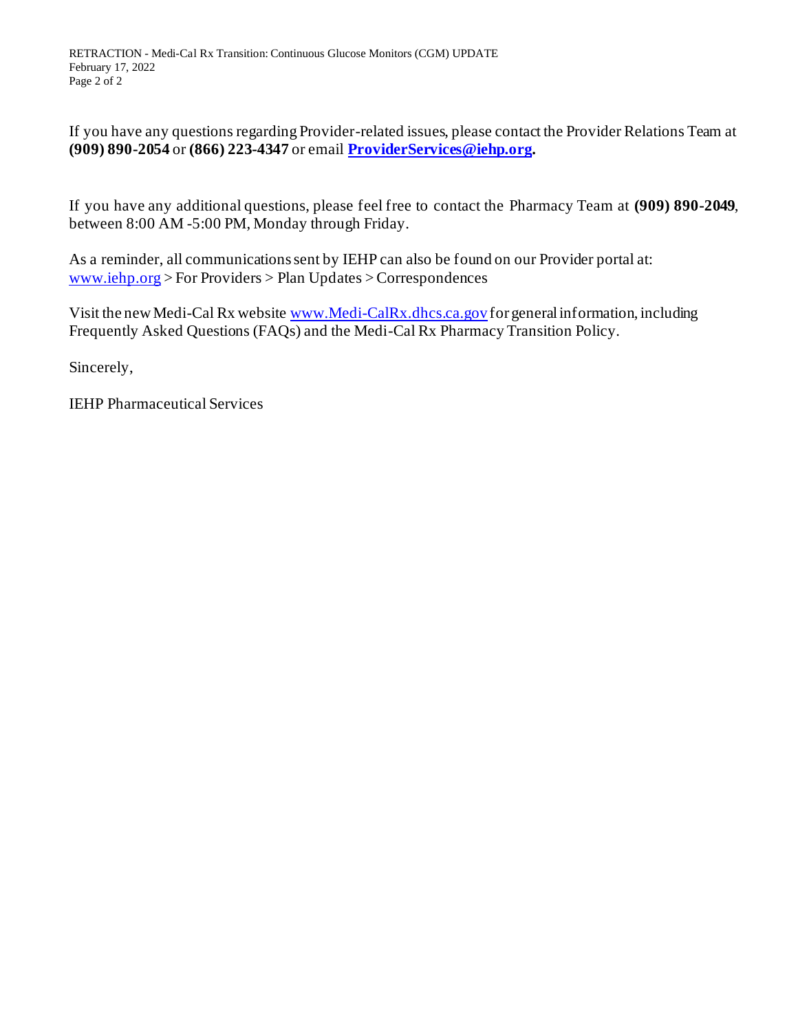If you have any questions regarding Provider-related issues, please contact the Provider Relations Team at **(909) 890-2054** or **(866) 223-4347** or email **[ProviderServices@iehp.org](mailto:ProviderServices@iehp.org).**

If you have any additional questions, please feel free to contact the Pharmacy Team at **(909) 890-2049**, between 8:00 AM -5:00 PM, Monday through Friday.

As a reminder, all communications sent by IEHP can also be found on our Provider portal at: [www.iehp.org](http://www.iehp.org) > For Providers > Plan Updates > Correspondences

Visit the new Medi-Cal Rx website [www.Medi-CalRx.dhcs.ca.gov](http://www.Medi-CalRx.dhcs.ca.gov) for general information, including Frequently Asked Questions (FAQs) and the Medi-Cal Rx Pharmacy Transition Policy.

Sincerely,

IEHP Pharmaceutical Services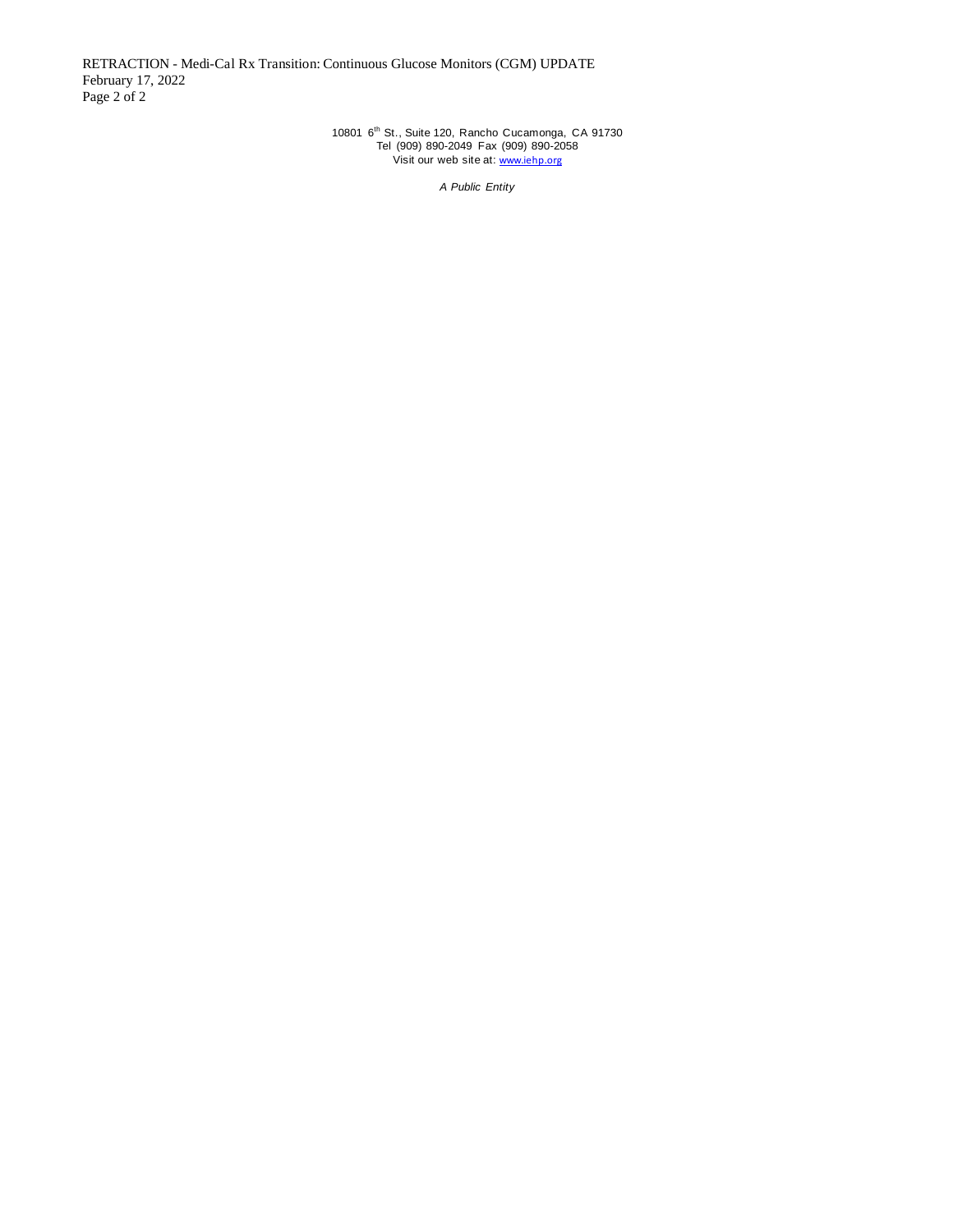10801 6th St., Suite 120, Rancho Cucamonga, CA 91730
Tel (909) 890-2049 Fax (909) 890-2058
Visit our web site at: www.iehp.org

*A Public Entity*